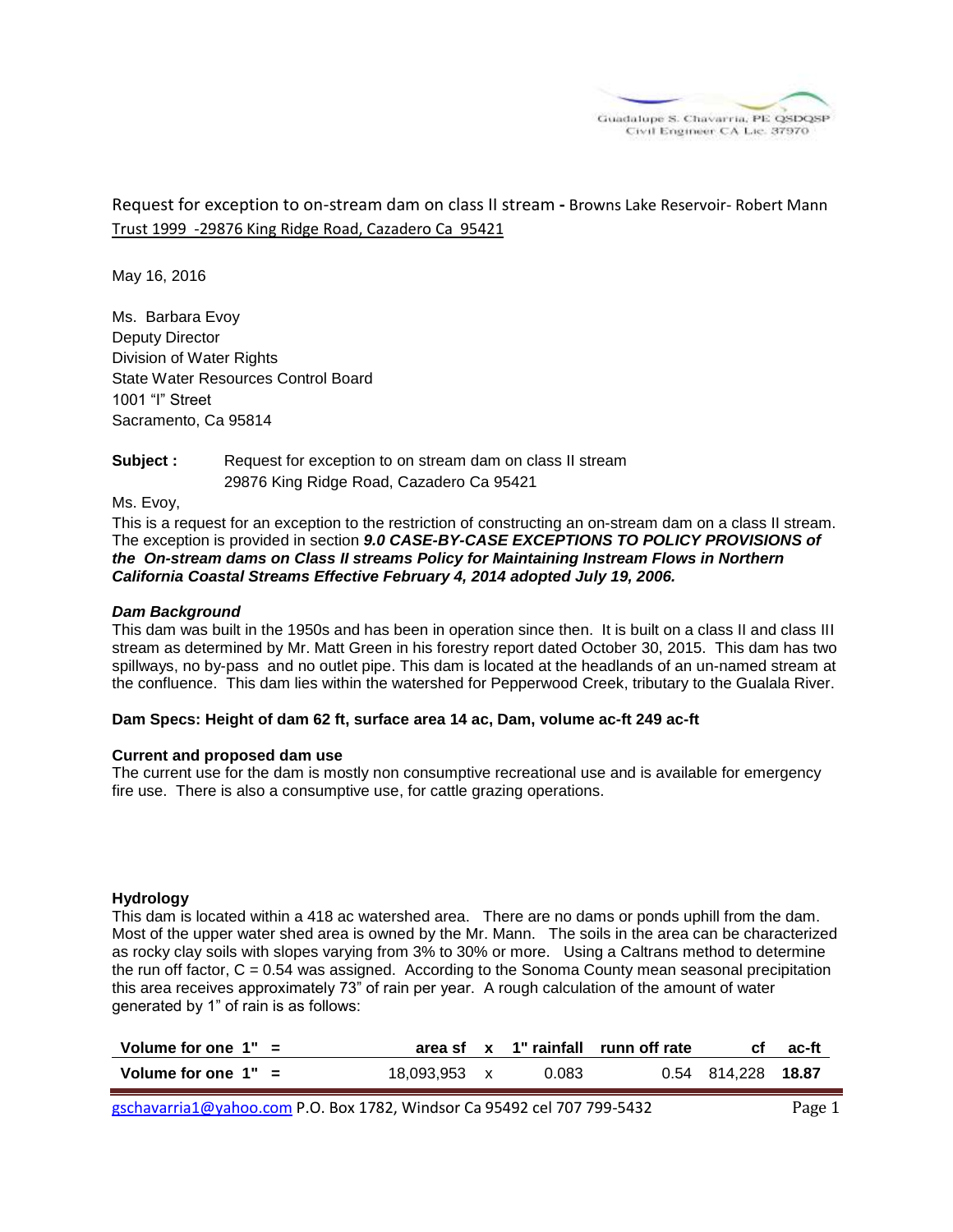Guadalupe S. Chavarria, PE QSDQSP
Civil Engineer CA Lic. 37970

Request for exception to on-stream dam on class ll stream - Browns Lake Reservoir- Robert Mann Trust 1999 -29876 King Ridge Road, Cazadero Ca 95421

May 16, 2016

Ms. Barbara Evoy
Deputy Director
Division of Water Rights
State Water Resources Control Board
1001 "I" Street
Sacramento, Ca 95814

**Subject :** Request for exception to on stream dam on class II stream
29876 King Ridge Road, Cazadero Ca 95421

Ms. Evoy,

This is a request for an exception to the restriction of constructing an on-stream dam on a class II stream. The exception is provided in section ***9.0 CASE-BY-CASE EXCEPTIONS TO POLICY PROVISIONS of the On-stream dams on Class II streams Policy for Maintaining Instream Flows in Northern California Coastal Streams Effective February 4, 2014 adopted July 19, 2006.***

***Dam Background***

This dam was built in the 1950s and has been in operation since then. It is built on a class II and class III stream as determined by Mr. Matt Green in his forestry report dated October 30, 2015. This dam has two spillways, no by-pass and no outlet pipe. This dam is located at the headlands of an un-named stream at the confluence. This dam lies within the watershed for Pepperwood Creek, tributary to the Gualala River.

**Dam Specs: Height of dam 62 ft, surface area 14 ac, Dam, volume ac-ft 249 ac-ft**

**Current and proposed dam use**

The current use for the dam is mostly non consumptive recreational use and is available for emergency fire use. There is also a consumptive use, for cattle grazing operations.

**Hydrology**

This dam is located within a 418 ac watershed area. There are no dams or ponds uphill from the dam. Most of the upper water shed area is owned by the Mr. Mann. The soils in the area can be characterized as rocky clay soils with slopes varying from 3% to 30% or more. Using a Caltrans method to determine the run off factor, C = 0.54 was assigned. According to the Sonoma County mean seasonal precipitation this area receives approximately 73" of rain per year. A rough calculation of the amount of water generated by 1" of rain is as follows:

| | area sf | x | 1" rainfall | runn off rate | cf | ac-ft |
|---|---|---|---|---|---|---|
| **Volume for one 1" =** | 18,093,953 | x | 0.083 | 0.54 | 814,228 | **18.87** |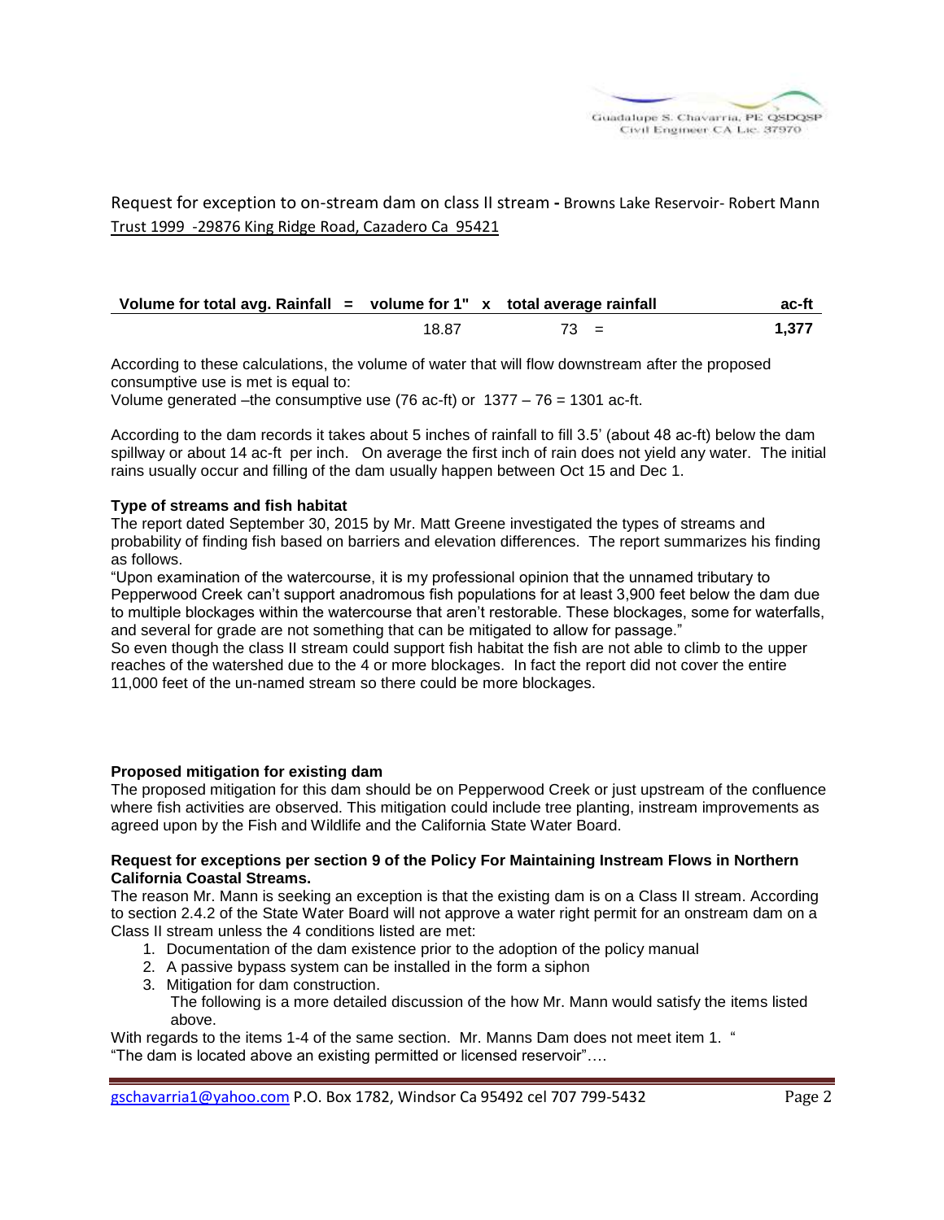Request for exception to on-stream dam on class ll stream - Browns Lake Reservoir- Robert Mann Trust 1999 -29876 King Ridge Road, Cazadero Ca 95421

| Volume for total avg. Rainfall = | volume for 1" x | total average rainfall | ac-ft |
|---|---|---|---|
| | 18.87 | 73 = | **1,377** |

According to these calculations, the volume of water that will flow downstream after the proposed consumptive use is met is equal to:
Volume generated –the consumptive use (76 ac-ft) or 1377 – 76 = 1301 ac-ft.

According to the dam records it takes about 5 inches of rainfall to fill 3.5' (about 48 ac-ft) below the dam spillway or about 14 ac-ft per inch. On average the first inch of rain does not yield any water. The initial rains usually occur and filling of the dam usually happen between Oct 15 and Dec 1.

**Type of streams and fish habitat**

The report dated September 30, 2015 by Mr. Matt Greene investigated the types of streams and probability of finding fish based on barriers and elevation differences. The report summarizes his finding as follows.

"Upon examination of the watercourse, it is my professional opinion that the unnamed tributary to Pepperwood Creek can't support anadromous fish populations for at least 3,900 feet below the dam due to multiple blockages within the watercourse that aren't restorable. These blockages, some for waterfalls, and several for grade are not something that can be mitigated to allow for passage."

So even though the class II stream could support fish habitat the fish are not able to climb to the upper reaches of the watershed due to the 4 or more blockages. In fact the report did not cover the entire 11,000 feet of the un-named stream so there could be more blockages.

**Proposed mitigation for existing dam**

The proposed mitigation for this dam should be on Pepperwood Creek or just upstream of the confluence where fish activities are observed. This mitigation could include tree planting, instream improvements as agreed upon by the Fish and Wildlife and the California State Water Board.

**Request for exceptions per section 9 of the Policy For Maintaining Instream Flows in Northern California Coastal Streams.**

The reason Mr. Mann is seeking an exception is that the existing dam is on a Class II stream. According to section 2.4.2 of the State Water Board will not approve a water right permit for an onstream dam on a Class II stream unless the 4 conditions listed are met:

1. Documentation of the dam existence prior to the adoption of the policy manual
2. A passive bypass system can be installed in the form a siphon
3. Mitigation for dam construction.
   The following is a more detailed discussion of the how Mr. Mann would satisfy the items listed above.

With regards to the items 1-4 of the same section. Mr. Manns Dam does not meet item 1. "
"The dam is located above an existing permitted or licensed reservoir"….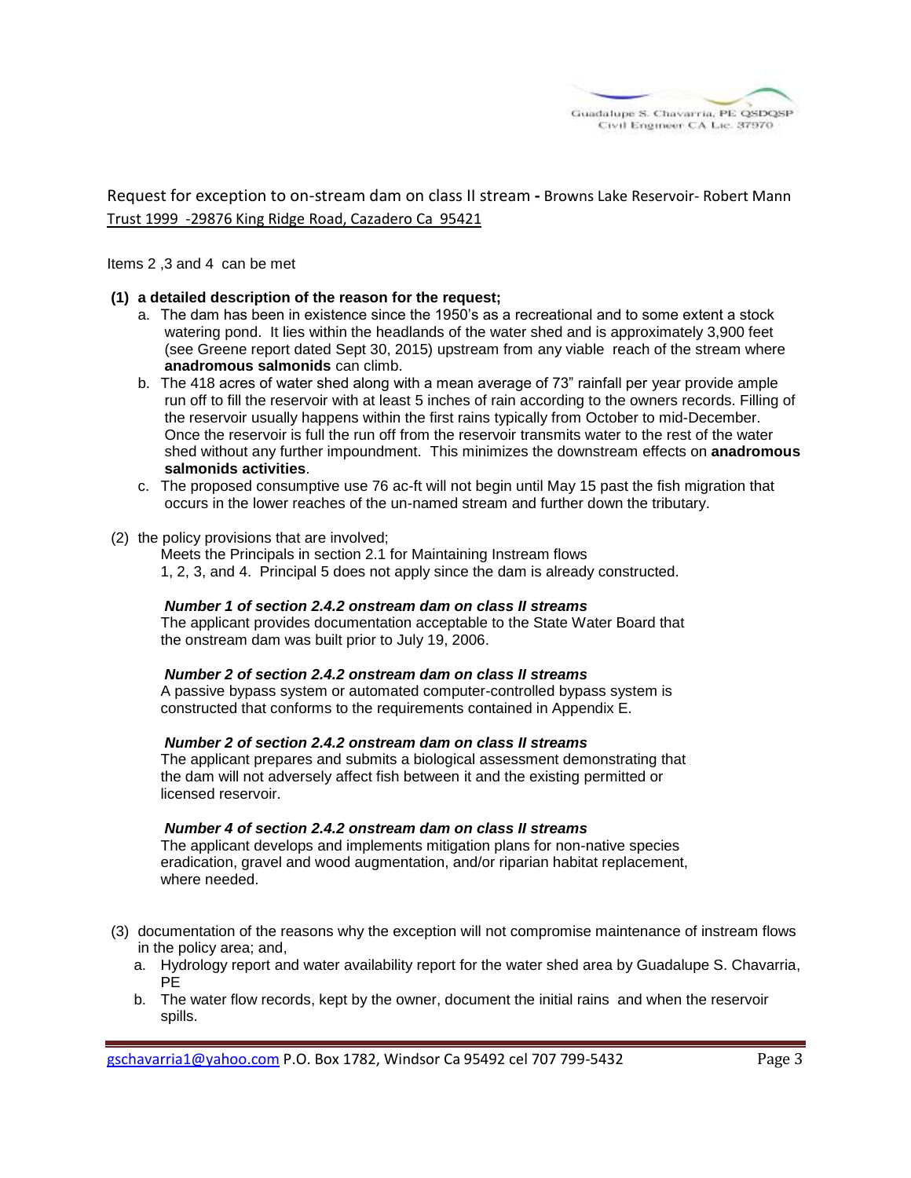Request for exception to on-stream dam on class ll stream - Browns Lake Reservoir- Robert Mann Trust 1999 -29876 King Ridge Road, Cazadero Ca 95421

Items 2 ,3 and 4 can be met

**(1) a detailed description of the reason for the request;**

a. The dam has been in existence since the 1950's as a recreational and to some extent a stock watering pond. It lies within the headlands of the water shed and is approximately 3,900 feet (see Greene report dated Sept 30, 2015) upstream from any viable reach of the stream where **anadromous salmonids** can climb.

b. The 418 acres of water shed along with a mean average of 73" rainfall per year provide ample run off to fill the reservoir with at least 5 inches of rain according to the owners records. Filling of the reservoir usually happens within the first rains typically from October to mid-December. Once the reservoir is full the run off from the reservoir transmits water to the rest of the water shed without any further impoundment. This minimizes the downstream effects on **anadromous salmonids activities**.

c. The proposed consumptive use 76 ac-ft will not begin until May 15 past the fish migration that occurs in the lower reaches of the un-named stream and further down the tributary.

(2) the policy provisions that are involved;

Meets the Principals in section 2.1 for Maintaining Instream flows
1, 2, 3, and 4. Principal 5 does not apply since the dam is already constructed.

***Number 1 of section 2.4.2 onstream dam on class II streams***
The applicant provides documentation acceptable to the State Water Board that the onstream dam was built prior to July 19, 2006.

***Number 2 of section 2.4.2 onstream dam on class II streams***
A passive bypass system or automated computer-controlled bypass system is constructed that conforms to the requirements contained in Appendix E.

***Number 2 of section 2.4.2 onstream dam on class II streams***
The applicant prepares and submits a biological assessment demonstrating that the dam will not adversely affect fish between it and the existing permitted or licensed reservoir.

***Number 4 of section 2.4.2 onstream dam on class II streams***
The applicant develops and implements mitigation plans for non-native species eradication, gravel and wood augmentation, and/or riparian habitat replacement, where needed.

(3) documentation of the reasons why the exception will not compromise maintenance of instream flows in the policy area; and,

a. Hydrology report and water availability report for the water shed area by Guadalupe S. Chavarria, PE

b. The water flow records, kept by the owner, document the initial rains and when the reservoir spills.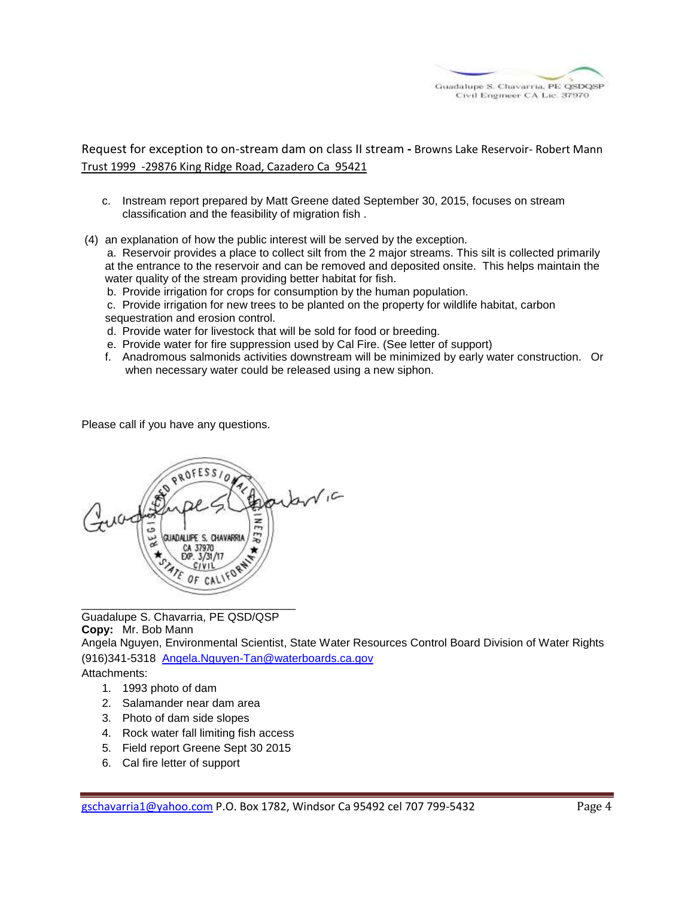Request for exception to on-stream dam on class ll stream - Browns Lake Reservoir- Robert Mann Trust 1999 -29876 King Ridge Road, Cazadero Ca 95421

c. Instream report prepared by Matt Greene dated September 30, 2015, focuses on stream classification and the feasibility of migration fish .

(4) an explanation of how the public interest will be served by the exception.

a. Reservoir provides a place to collect silt from the 2 major streams. This silt is collected primarily at the entrance to the reservoir and can be removed and deposited onsite. This helps maintain the water quality of the stream providing better habitat for fish.

b. Provide irrigation for crops for consumption by the human population.

c. Provide irrigation for new trees to be planted on the property for wildlife habitat, carbon sequestration and erosion control.

d. Provide water for livestock that will be sold for food or breeding.

e. Provide water for fire suppression used by Cal Fire. (See letter of support)

f. Anadromous salmonids activities downstream will be minimized by early water construction. Or when necessary water could be released using a new siphon.

Please call if you have any questions.

Guadalupe S. Chavarria

PROFESSIONAL ENGINEER
GUADALUPE S. CHAVARRIA
CA 37970
EXP. 3/31/17
CIVIL
STATE OF CALIFORNIA

Guadalupe S. Chavarria, PE QSD/QSP

**Copy:** Mr. Bob Mann

Angela Nguyen, Environmental Scientist, State Water Resources Control Board Division of Water Rights (916)341-5318 Angela.Nguyen-Tan@waterboards.ca.gov

Attachments:

1. 1993 photo of dam
2. Salamander near dam area
3. Photo of dam side slopes
4. Rock water fall limiting fish access
5. Field report Greene Sept 30 2015
6. Cal fire letter of support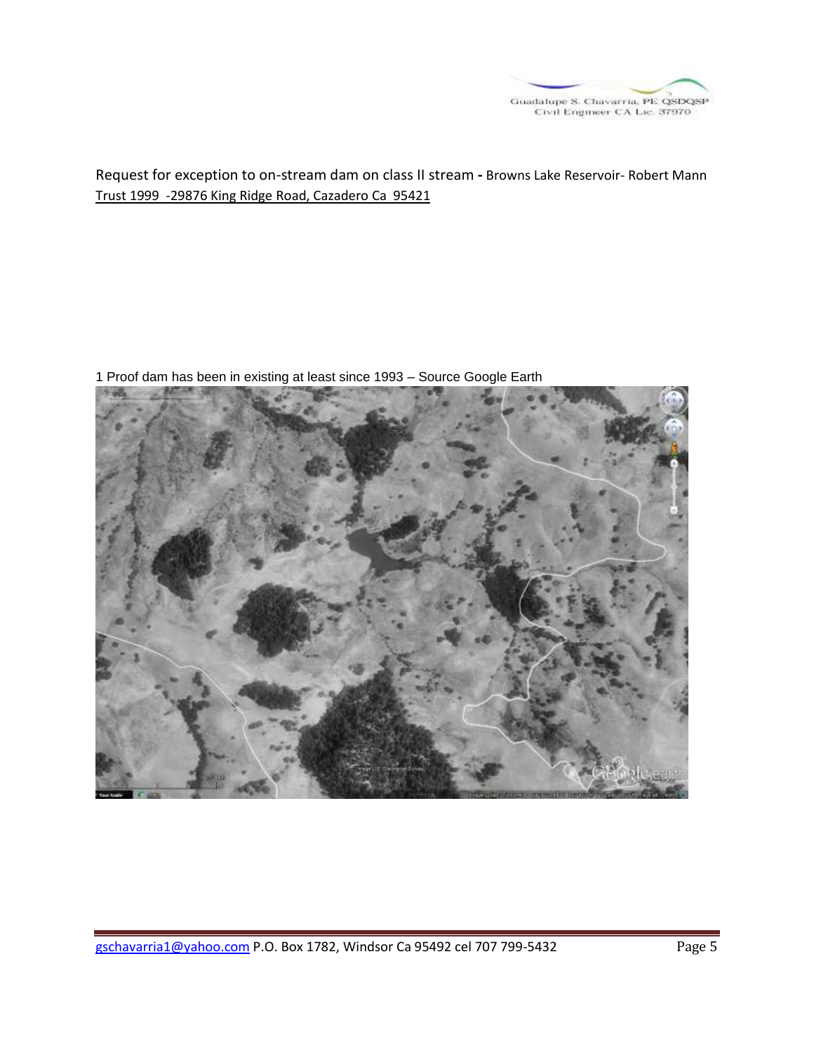Request for exception to on-stream dam on class ll stream - Browns Lake Reservoir- Robert Mann Trust 1999 -29876 King Ridge Road, Cazadero Ca 95421

1 Proof dam has been in existing at least since 1993 – Source Google Earth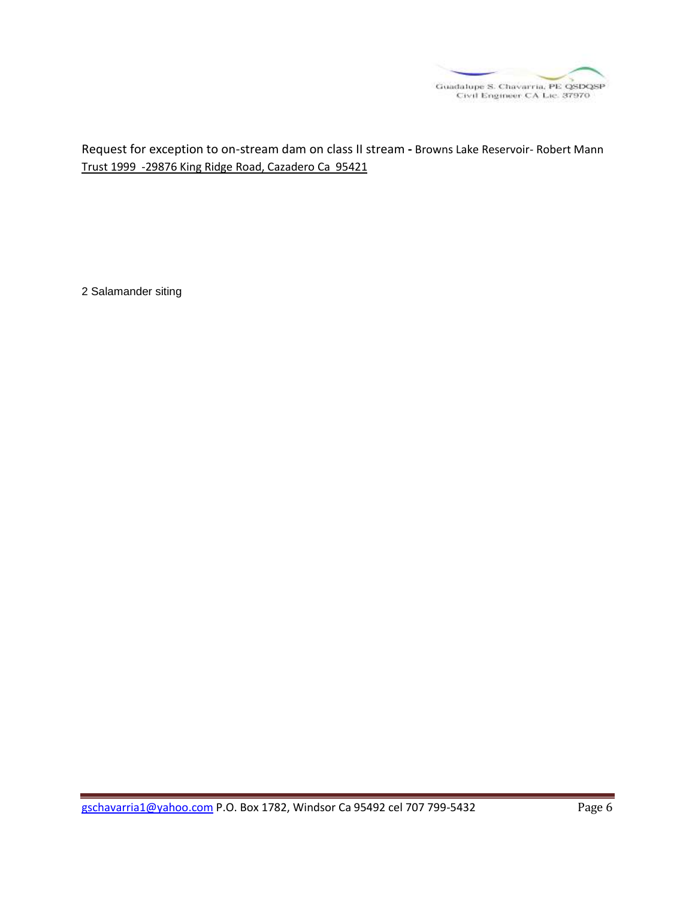Request for exception to on-stream dam on class ll stream - Browns Lake Reservoir- Robert Mann Trust 1999 -29876 King Ridge Road, Cazadero Ca 95421

2 Salamander siting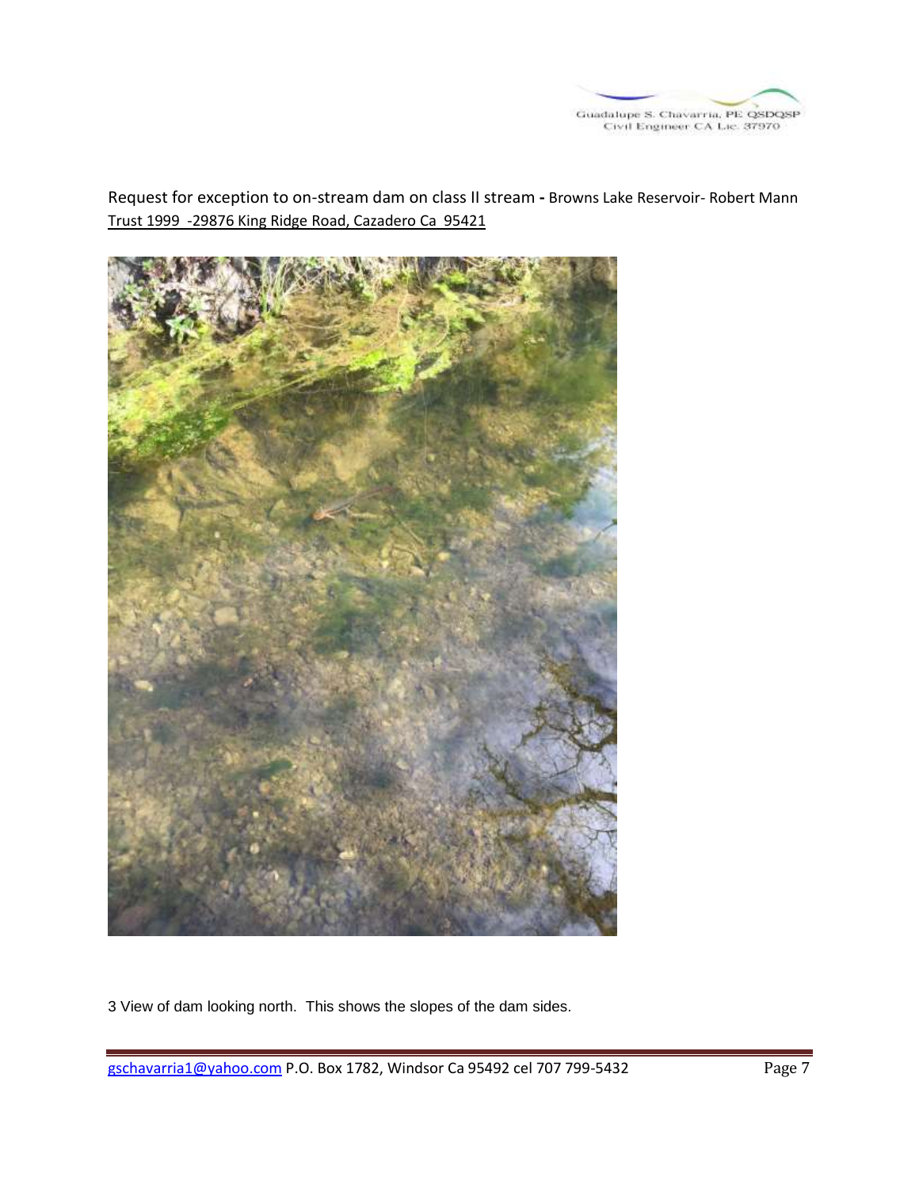Request for exception to on-stream dam on class ll stream - Browns Lake Reservoir- Robert Mann Trust 1999 -29876 King Ridge Road, Cazadero Ca 95421

3 View of dam looking north. This shows the slopes of the dam sides.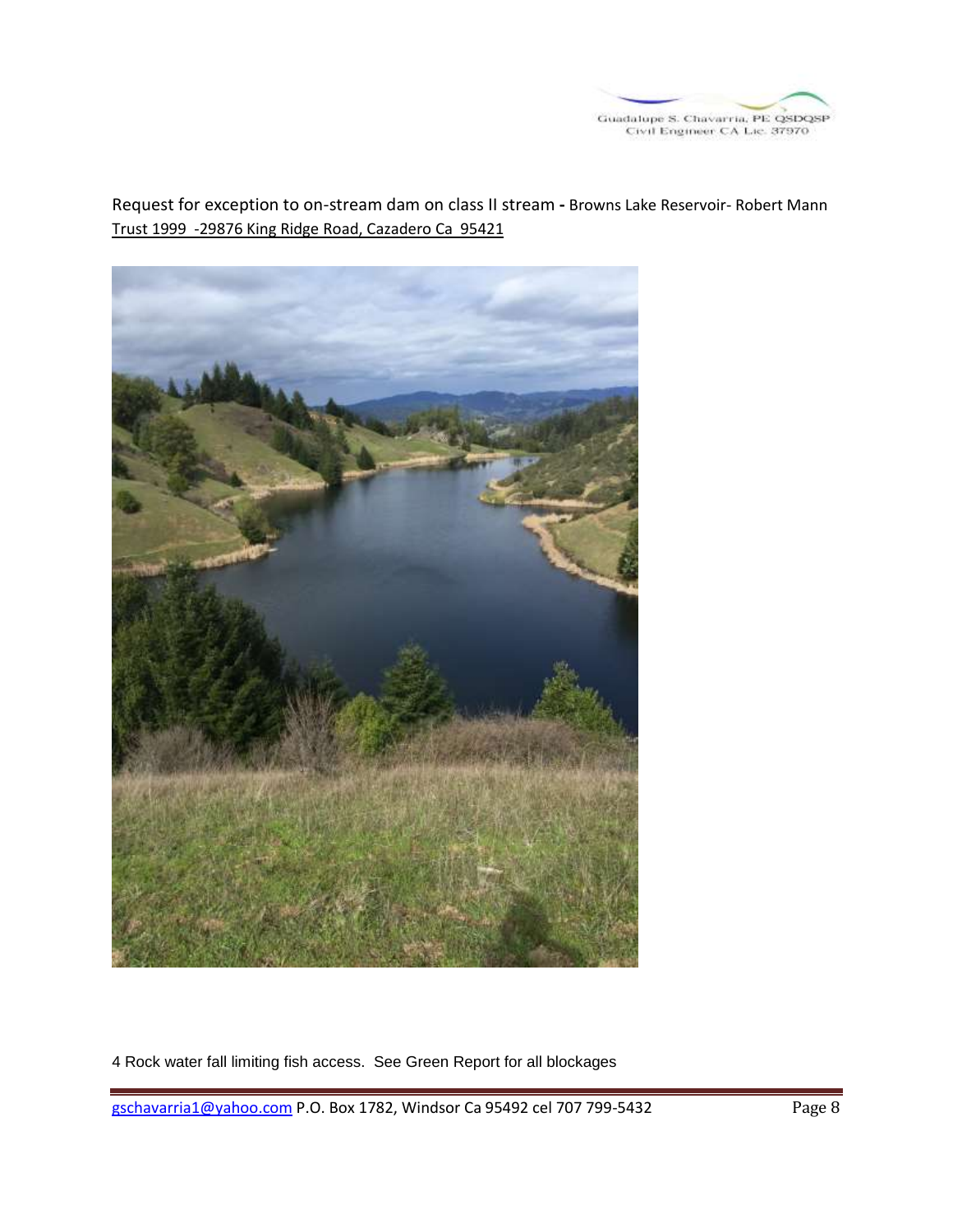Request for exception to on-stream dam on class ll stream - Browns Lake Reservoir- Robert Mann Trust 1999 -29876 King Ridge Road, Cazadero Ca 95421

4 Rock water fall limiting fish access. See Green Report for all blockages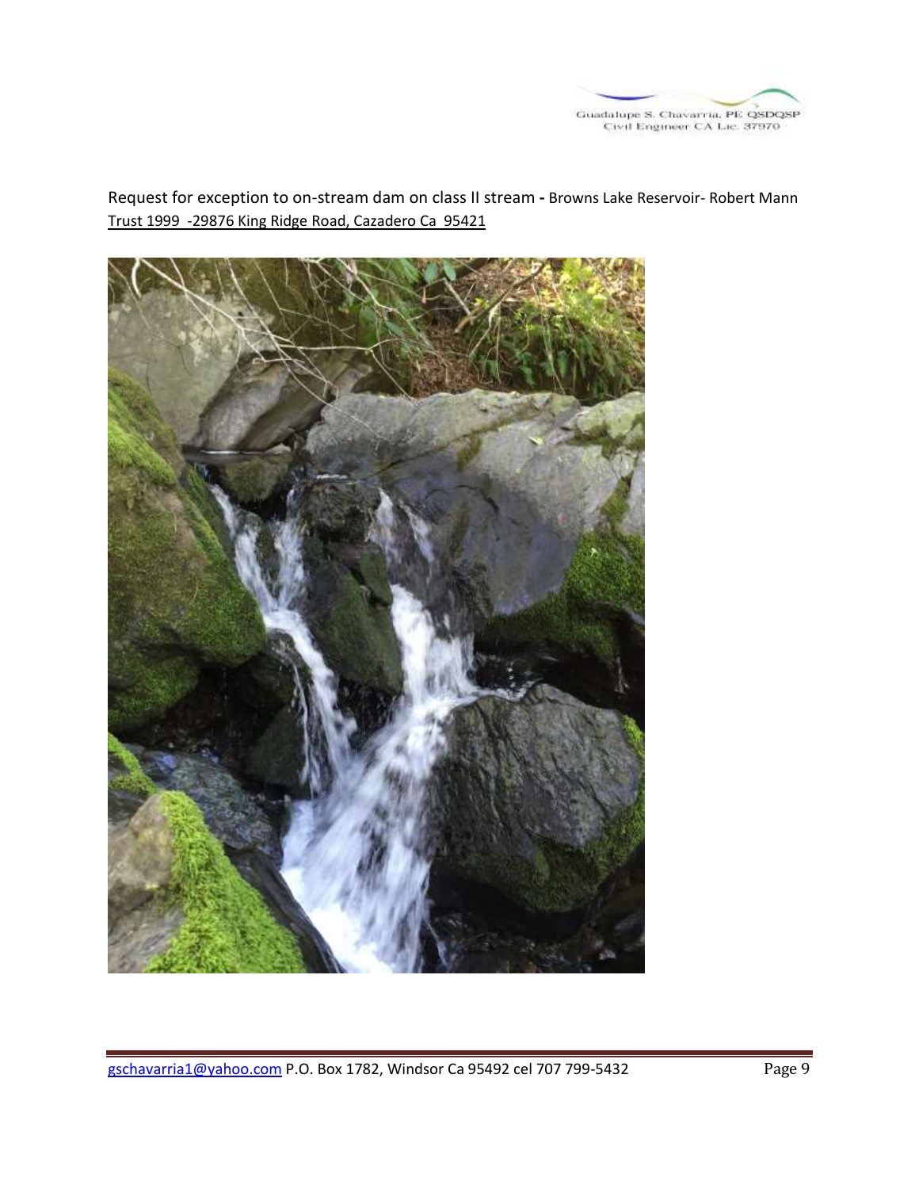Request for exception to on-stream dam on class ll stream - Browns Lake Reservoir- Robert Mann Trust 1999 -29876 King Ridge Road, Cazadero Ca 95421